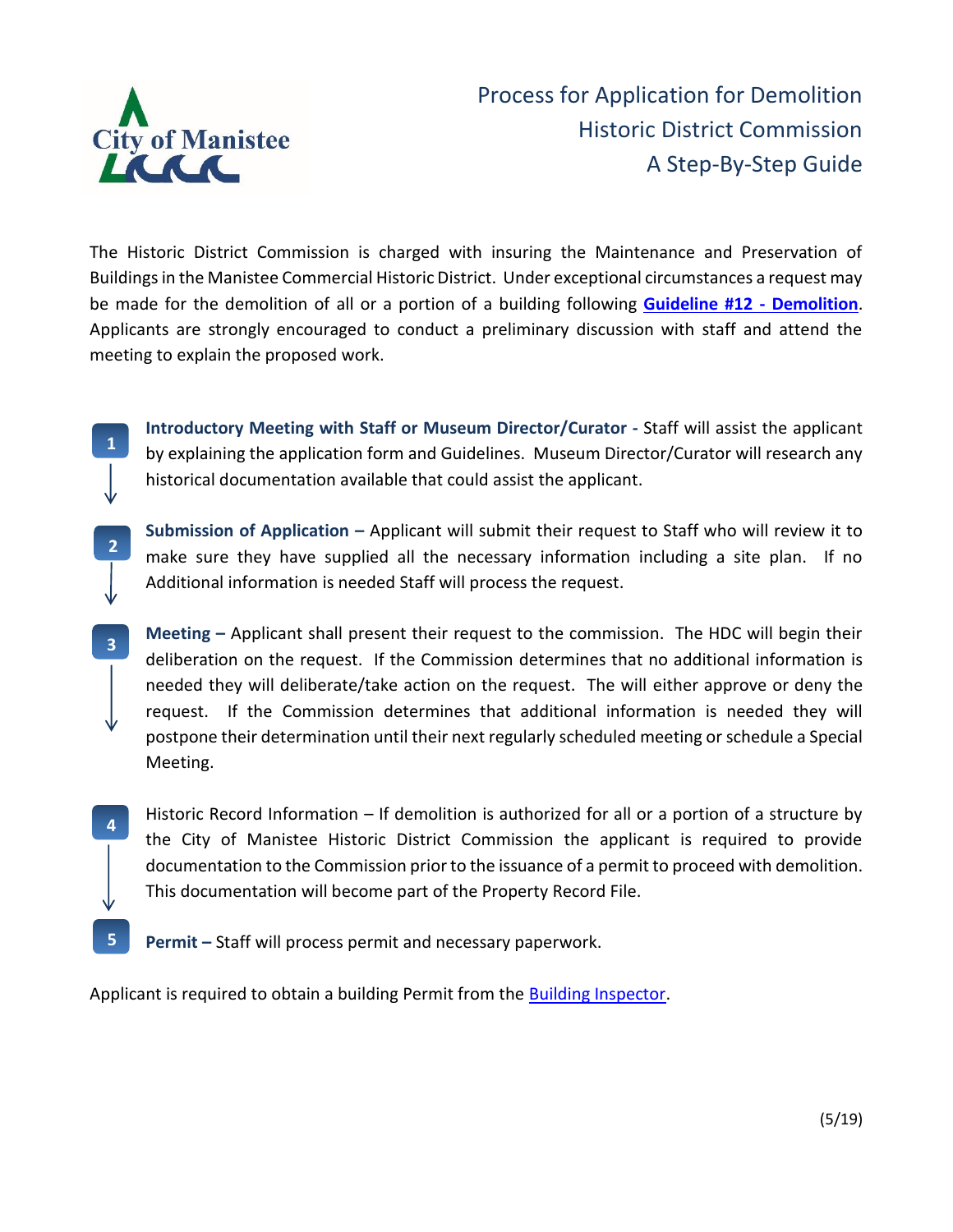City of Manistee

# Process for Application for Demolition
## Historic District Commission
## A Step-By-Step Guide

The Historic District Commission is charged with insuring the Maintenance and Preservation of Buildings in the Manistee Commercial Historic District. Under exceptional circumstances a request may be made for the demolition of all or a portion of a building following **Guideline #12 - Demolition**. Applicants are strongly encouraged to conduct a preliminary discussion with staff and attend the meeting to explain the proposed work.

1. **Introductory Meeting with Staff or Museum Director/Curator -** Staff will assist the applicant by explaining the application form and Guidelines. Museum Director/Curator will research any historical documentation available that could assist the applicant.

2. **Submission of Application –** Applicant will submit their request to Staff who will review it to make sure they have supplied all the necessary information including a site plan. If no Additional information is needed Staff will process the request.

3. **Meeting –** Applicant shall present their request to the commission. The HDC will begin their deliberation on the request. If the Commission determines that no additional information is needed they will deliberate/take action on the request. The will either approve or deny the request. If the Commission determines that additional information is needed they will postpone their determination until their next regularly scheduled meeting or schedule a Special Meeting.

4. Historic Record Information – If demolition is authorized for all or a portion of a structure by the City of Manistee Historic District Commission the applicant is required to provide documentation to the Commission prior to the issuance of a permit to proceed with demolition. This documentation will become part of the Property Record File.

5. **Permit –** Staff will process permit and necessary paperwork.

Applicant is required to obtain a building Permit from the Building Inspector.

(5/19)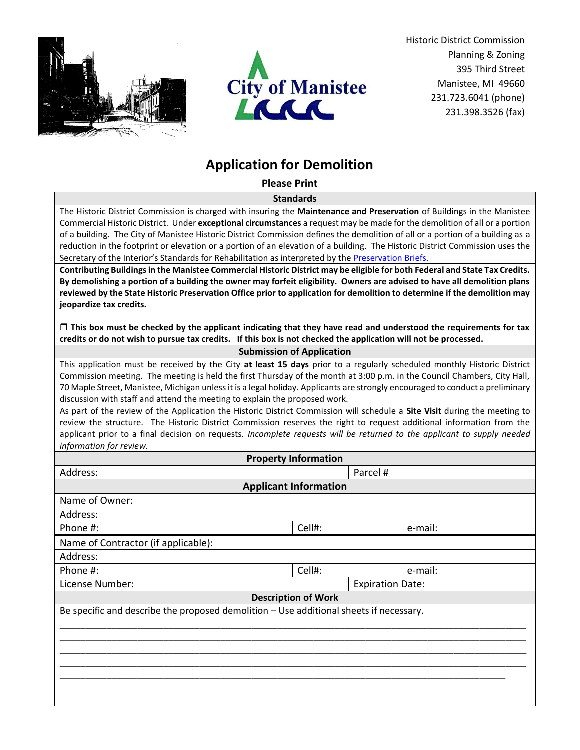Historic District Commission
Planning & Zoning
395 Third Street
Manistee, MI 49660
231.723.6041 (phone)
231.398.3526 (fax)

City of Manistee

# Application for Demolition

**Please Print**

## Standards

The Historic District Commission is charged with insuring the **Maintenance and Preservation** of Buildings in the Manistee Commercial Historic District. Under **exceptional circumstances** a request may be made for the demolition of all or a portion of a building. The City of Manistee Historic District Commission defines the demolition of all or a portion of a building as a reduction in the footprint or elevation or a portion of an elevation of a building. The Historic District Commission uses the Secretary of the Interior's Standards for Rehabilitation as interpreted by the [Preservation Briefs.]

**Contributing Buildings in the Manistee Commercial Historic District may be eligible for both Federal and State Tax Credits. By demolishing a portion of a building the owner may forfeit eligibility. Owners are advised to have all demolition plans reviewed by the State Historic Preservation Office prior to application for demolition to determine if the demolition may jeopardize tax credits.**

❒ **This box must be checked by the applicant indicating that they have read and understood the requirements for tax credits or do not wish to pursue tax credits. If this box is not checked the application will not be processed.**

## Submission of Application

This application must be received by the City **at least 15 days** prior to a regularly scheduled monthly Historic District Commission meeting. The meeting is held the first Thursday of the month at 3:00 p.m. in the Council Chambers, City Hall, 70 Maple Street, Manistee, Michigan unless it is a legal holiday. Applicants are strongly encouraged to conduct a preliminary discussion with staff and attend the meeting to explain the proposed work.

As part of the review of the Application the Historic District Commission will schedule a **Site Visit** during the meeting to review the structure. The Historic District Commission reserves the right to request additional information from the applicant prior to a final decision on requests. *Incomplete requests will be returned to the applicant to supply needed information for review.*

## Property Information

| Address: | Parcel # |
|---|---|

## Applicant Information

| Name of Owner: | | |
|---|---|---|
| Address: | | |
| Phone #: | Cell#: | e-mail: |
| Name of Contractor (if applicable): | | |
| Address: | | |
| Phone #: | Cell#: | e-mail: |
| License Number: | Expiration Date: | |

## Description of Work

Be specific and describe the proposed demolition – Use additional sheets if necessary.

\_\_\_\_\_\_\_\_\_\_\_\_\_\_\_\_\_\_\_\_\_\_\_\_\_\_\_\_\_\_\_\_\_\_\_\_\_\_\_\_\_\_\_\_\_\_\_\_\_\_\_\_\_\_\_\_\_\_\_\_\_\_\_\_\_\_\_\_\_\_\_\_

\_\_\_\_\_\_\_\_\_\_\_\_\_\_\_\_\_\_\_\_\_\_\_\_\_\_\_\_\_\_\_\_\_\_\_\_\_\_\_\_\_\_\_\_\_\_\_\_\_\_\_\_\_\_\_\_\_\_\_\_\_\_\_\_\_\_\_\_\_\_\_\_

\_\_\_\_\_\_\_\_\_\_\_\_\_\_\_\_\_\_\_\_\_\_\_\_\_\_\_\_\_\_\_\_\_\_\_\_\_\_\_\_\_\_\_\_\_\_\_\_\_\_\_\_\_\_\_\_\_\_\_\_\_\_\_\_\_\_\_\_\_\_\_\_

\_\_\_\_\_\_\_\_\_\_\_\_\_\_\_\_\_\_\_\_\_\_\_\_\_\_\_\_\_\_\_\_\_\_\_\_\_\_\_\_\_\_\_\_\_\_\_\_\_\_\_\_\_\_\_\_\_\_\_\_\_\_\_\_\_\_\_\_\_\_\_\_

\_\_\_\_\_\_\_\_\_\_\_\_\_\_\_\_\_\_\_\_\_\_\_\_\_\_\_\_\_\_\_\_\_\_\_\_\_\_\_\_\_\_\_\_\_\_\_\_\_\_\_\_\_\_\_\_\_\_\_\_\_\_\_\_\_\_\_\_\_\_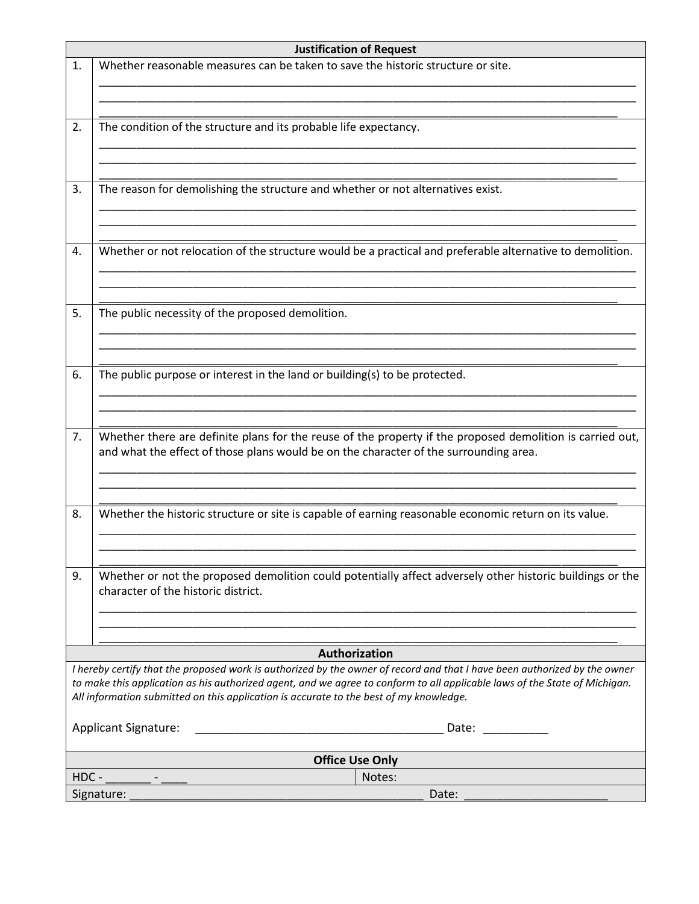## Justification of Request

| | |
|---|---|
| 1. | Whether reasonable measures can be taken to save the historic structure or site.<br>______________________________________________________________________________<br>______________________________________________________________________________<br>______________________________________________________________________________ |
| 2. | The condition of the structure and its probable life expectancy.<br>______________________________________________________________________________<br>______________________________________________________________________________<br>______________________________________________________________________________ |
| 3. | The reason for demolishing the structure and whether or not alternatives exist.<br>______________________________________________________________________________<br>______________________________________________________________________________<br>______________________________________________________________________________ |
| 4. | Whether or not relocation of the structure would be a practical and preferable alternative to demolition.<br>______________________________________________________________________________<br>______________________________________________________________________________<br>______________________________________________________________________________ |
| 5. | The public necessity of the proposed demolition.<br>______________________________________________________________________________<br>______________________________________________________________________________<br>______________________________________________________________________________ |
| 6. | The public purpose or interest in the land or building(s) to be protected.<br>______________________________________________________________________________<br>______________________________________________________________________________<br>______________________________________________________________________________ |
| 7. | Whether there are definite plans for the reuse of the property if the proposed demolition is carried out, and what the effect of those plans would be on the character of the surrounding area.<br>______________________________________________________________________________<br>______________________________________________________________________________<br>______________________________________________________________________________ |
| 8. | Whether the historic structure or site is capable of earning reasonable economic return on its value.<br>______________________________________________________________________________<br>______________________________________________________________________________<br>______________________________________________________________________________ |
| 9. | Whether or not the proposed demolition could potentially affect adversely other historic buildings or the character of the historic district.<br>______________________________________________________________________________<br>______________________________________________________________________________<br>______________________________________________________________________________ |

## Authorization

*I hereby certify that the proposed work is authorized by the owner of record and that I have been authorized by the owner to make this application as his authorized agent, and we agree to conform to all applicable laws of the State of Michigan. All information submitted on this application is accurate to the best of my knowledge.*

Applicant Signature: ______________________________________ Date: __________

## Office Use Only

| | |
|---|---|
| HDC - _______ - ____ | Notes: |
| Signature: _____________________________________________ | Date: ______________________ |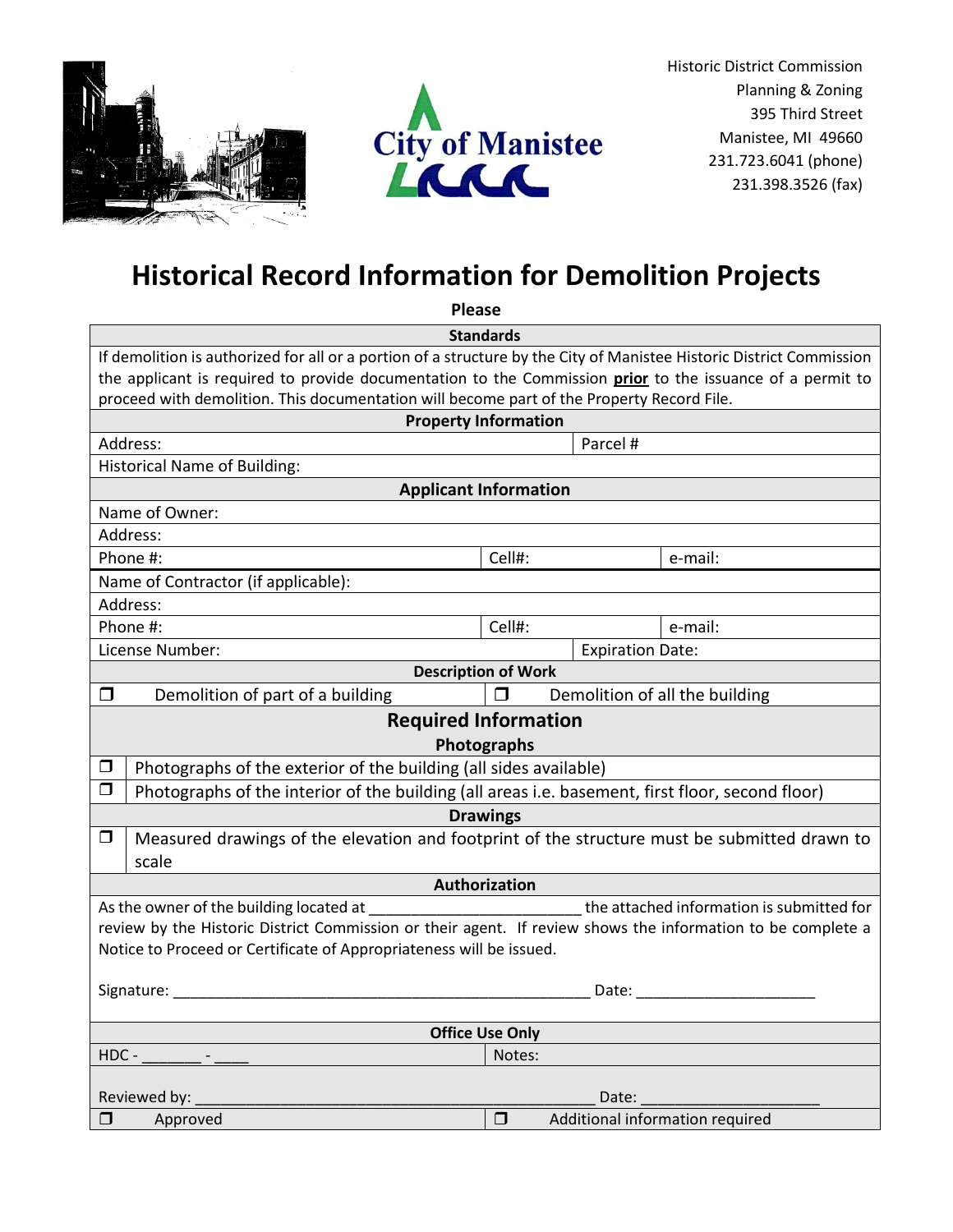Historic District Commission
Planning & Zoning
395 Third Street
Manistee, MI 49660
231.723.6041 (phone)
231.398.3526 (fax)

City of Manistee

# Historical Record Information for Demolition Projects

**Please**

| | | | |
|---|---|---|---|
| **Standards** | | | |
| If demolition is authorized for all or a portion of a structure by the City of Manistee Historic District Commission the applicant is required to provide documentation to the Commission **prior** to the issuance of a permit to proceed with demolition. This documentation will become part of the Property Record File. | | | |
| **Property Information** | | | |
| Address: | | Parcel # | |
| Historical Name of Building: | | | |
| **Applicant Information** | | | |
| Name of Owner: | | | |
| Address: | | | |
| Phone #: | Cell#: | | e-mail: |
| Name of Contractor (if applicable): | | | |
| Address: | | | |
| Phone #: | Cell#: | | e-mail: |
| License Number: | | Expiration Date: | |
| **Description of Work** | | | |
| ❒ Demolition of part of a building | ❒ Demolition of all the building | | |
| **Required Information** | | | |
| **Photographs** | | | |
| ❒ Photographs of the exterior of the building (all sides available) | | | |
| ❒ Photographs of the interior of the building (all areas i.e. basement, first floor, second floor) | | | |
| **Drawings** | | | |
| ❒ Measured drawings of the elevation and footprint of the structure must be submitted drawn to scale | | | |
| **Authorization** | | | |
| As the owner of the building located at ________________________ the attached information is submitted for review by the Historic District Commission or their agent. If review shows the information to be complete a Notice to Proceed or Certificate of Appropriateness will be issued. Signature: ______________________________________________ Date: ____________________ | | | |
| **Office Use Only** | | | |
| HDC - _______ - ____ | Notes: | | |
| Reviewed by: ______________________________________________ Date: ____________________ | | | |
| ❒ Approved | ❒ Additional information required | | |